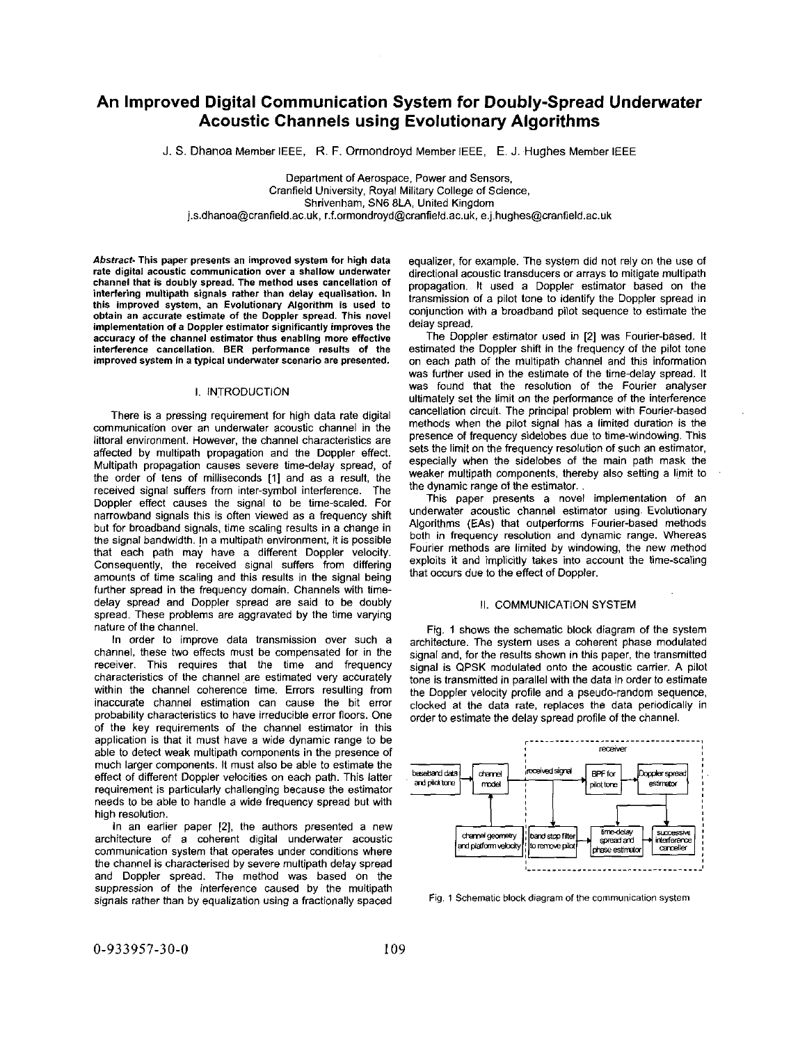# An Improved Digital Communication System for Doubly-Spread Underwater Acoustic Channels using Evolutionary Algorithms

J. S. Dhanoa Member IEEE, R. F. Ormondroyd Member IEEE, E. J. Hughes Member IEEE

Department of Aerospace, Power and Sensors,
Cranfield University, Royal Military College of Science,
Shrivenham, SN6 8LA, United Kingdom
j.s.dhanoa@cranfield.ac.uk, r.f.ormondroyd@cranfield.ac.uk, e.j.hughes@cranfield.ac.uk

***Abstract*- This paper presents an improved system for high data rate digital acoustic communication over a shallow underwater channel that is doubly spread. The method uses cancellation of interfering multipath signals rather than delay equalisation. In this improved system, an Evolutionary Algorithm is used to obtain an accurate estimate of the Doppler spread. This novel implementation of a Doppler estimator significantly improves the accuracy of the channel estimator thus enabling more effective interference cancellation. BER performance results of the improved system in a typical underwater scenario are presented.**

## I. INTRODUCTION

There is a pressing requirement for high data rate digital communication over an underwater acoustic channel in the littoral environment. However, the channel characteristics are affected by multipath propagation and the Doppler effect. Multipath propagation causes severe time-delay spread, of the order of tens of milliseconds [1] and as a result, the received signal suffers from inter-symbol interference. The Doppler effect causes the signal to be time-scaled. For narrowband signals this is often viewed as a frequency shift but for broadband signals, time scaling results in a change in the signal bandwidth. In a multipath environment, it is possible that each path may have a different Doppler velocity. Consequently, the received signal suffers from differing amounts of time scaling and this results in the signal being further spread in the frequency domain. Channels with time-delay spread and Doppler spread are said to be doubly spread. These problems are aggravated by the time varying nature of the channel.

In order to improve data transmission over such a channel, these two effects must be compensated for in the receiver. This requires that the time and frequency characteristics of the channel are estimated very accurately within the channel coherence time. Errors resulting from inaccurate channel estimation can cause the bit error probability characteristics to have irreducible error floors. One of the key requirements of the channel estimator in this application is that it must have a wide dynamic range to be able to detect weak multipath components in the presence of much larger components. It must also be able to estimate the effect of different Doppler velocities on each path. This latter requirement is particularly challenging because the estimator needs to be able to handle a wide frequency spread but with high resolution.

In an earlier paper [2], the authors presented a new architecture of a coherent digital underwater acoustic communication system that operates under conditions where the channel is characterised by severe multipath delay spread and Doppler spread. The method was based on the suppression of the interference caused by the multipath signals rather than by equalization using a fractionally spaced equalizer, for example. The system did not rely on the use of directional acoustic transducers or arrays to mitigate multipath propagation. It used a Doppler estimator based on the transmission of a pilot tone to identify the Doppler spread in conjunction with a broadband pilot sequence to estimate the delay spread.

The Doppler estimator used in [2] was Fourier-based. It estimated the Doppler shift in the frequency of the pilot tone on each path of the multipath channel and this information was further used in the estimate of the time-delay spread. It was found that the resolution of the Fourier analyser ultimately set the limit on the performance of the interference cancellation circuit. The principal problem with Fourier-based methods when the pilot signal has a limited duration is the presence of frequency sidelobes due to time-windowing. This sets the limit on the frequency resolution of such an estimator, especially when the sidelobes of the main path mask the weaker multipath components, thereby also setting a limit to the dynamic range of the estimator.

This paper presents a novel implementation of an underwater acoustic channel estimator using Evolutionary Algorithms (EAs) that outperforms Fourier-based methods both in frequency resolution and dynamic range. Whereas Fourier methods are limited by windowing, the new method exploits it and implicitly takes into account the time-scaling that occurs due to the effect of Doppler.

## II. COMMUNICATION SYSTEM

Fig. 1 shows the schematic block diagram of the system architecture. The system uses a coherent phase modulated signal and, for the results shown in this paper, the transmitted signal is QPSK modulated onto the acoustic carrier. A pilot tone is transmitted in parallel with the data in order to estimate the Doppler velocity profile and a pseudo-random sequence, clocked at the data rate, replaces the data periodically in order to estimate the delay spread profile of the channel.

Fig. 1 Schematic block diagram of the communication system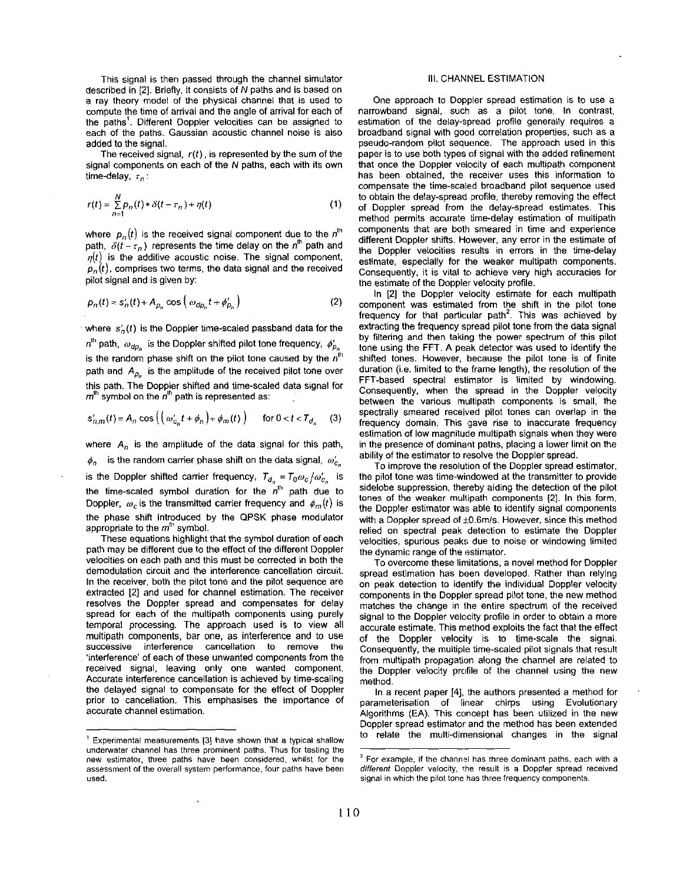This signal is then passed through the channel simulator described in [2]. Briefly, it consists of $N$ paths and is based on a ray theory model of the physical channel that is used to compute the time of arrival and the angle of arrival for each of the paths[1]. Different Doppler velocities can be assigned to each of the paths. Gaussian acoustic channel noise is also added to the signal.

The received signal, $r(t)$, is represented by the sum of the signal components on each of the $N$ paths, each with its own time-delay, $\tau_n$:

$$r(t) = \sum_{n=1}^{N} p_n(t) * \delta(t - \tau_n) + \eta(t) \tag{1}$$

where $p_n(t)$ is the received signal component due to the $n^{th}$ path, $\delta(t-\tau_n)$ represents the time delay on the $n^{th}$ path and $\eta(t)$ is the additive acoustic noise. The signal component, $p_n(t)$, comprises two terms, the data signal and the received pilot signal and is given by:

$$p_n(t) = s'_n(t) + A_{p_n} \cos\left(\omega_{dp_n} t + \phi'_{p_n}\right) \tag{2}$$

where $s'_n(t)$ is the Doppler time-scaled passband data for the $n^{th}$ path, $\omega_{dp_n}$ is the Doppler shifted pilot tone frequency, $\phi'_{p_n}$ is the random phase shift on the pilot tone caused by the $n^{th}$ path and $A_{p_n}$ is the amplitude of the received pilot tone over this path. The Doppler shifted and time-scaled data signal for $m^{th}$ symbol on the $n^{th}$ path is represented as:

$$s'_{n,m}(t) = A_n \cos\left(\left(\omega'_{c_n} t + \phi_n\right) + \phi_m(t)\right) \quad \text{for } 0 < t < T_{d_n} \tag{3}$$

where $A_n$ is the amplitude of the data signal for this path, $\phi_n$ is the random carrier phase shift on the data signal, $\omega'_{c_n}$ is the Doppler shifted carrier frequency, $T_{d_n} = T_0 \omega_c / \omega'_{c_n}$ is the time-scaled symbol duration for the $n^{th}$ path due to Doppler, $\omega_c$ is the transmitted carrier frequency and $\phi_m(t)$ is the phase shift introduced by the QPSK phase modulator appropriate to the $m^{th}$ symbol.

These equations highlight that the symbol duration of each path may be different due to the effect of the different Doppler velocities on each path and this must be corrected in both the demodulation circuit and the interference cancellation circuit. In the receiver, both the pilot tone and the pilot sequence are extracted [2] and used for channel estimation. The receiver resolves the Doppler spread and compensates for delay spread for each of the multipath components using purely temporal processing. The approach used is to view all multipath components, bar one, as interference and to use successive interference cancellation to remove the 'interference' of each of these unwanted components from the received signal, leaving only one wanted component. Accurate interference cancellation is achieved by time-scaling the delayed signal to compensate for the effect of Doppler prior to cancellation. This emphasises the importance of accurate channel estimation.

## III. CHANNEL ESTIMATION

One approach to Doppler spread estimation is to use a narrowband signal, such as a pilot tone. In contrast, estimation of the delay-spread profile generally requires a broadband signal with good correlation properties, such as a pseudo-random pilot sequence. The approach used in this paper is to use both types of signal with the added refinement that once the Doppler velocity of each multipath component has been obtained, the receiver uses this information to compensate the time-scaled broadband pilot sequence used to obtain the delay-spread profile, thereby removing the effect of Doppler spread from the delay-spread estimates. This method permits accurate time-delay estimation of multipath components that are both smeared in time and experience different Doppler shifts. However, any error in the estimate of the Doppler velocities results in errors in the time-delay estimate, especially for the weaker multipath components. Consequently, it is vital to achieve very high accuracies for the estimate of the Doppler velocity profile.

In [2] the Doppler velocity estimate for each multipath component was estimated from the shift in the pilot tone frequency for that particular path[2]. This was achieved by extracting the frequency spread pilot tone from the data signal by filtering and then taking the power spectrum of this pilot tone using the FFT. A peak detector was used to identify the shifted tones. However, because the pilot tone is of finite duration (i.e. limited to the frame length), the resolution of the FFT-based spectral estimator is limited by windowing. Consequently, when the spread in the Doppler velocity between the various multipath components is small, the spectrally smeared received pilot tones can overlap in the frequency domain. This gave rise to inaccurate frequency estimation of low magnitude multipath signals when they were in the presence of dominant paths, placing a lower limit on the ability of the estimator to resolve the Doppler spread.

To improve the resolution of the Doppler spread estimator, the pilot tone was time-windowed at the transmitter to provide sidelobe suppression, thereby aiding the detection of the pilot tones of the weaker multipath components [2]. In this form, the Doppler estimator was able to identify signal components with a Doppler spread of ±0.6m/s. However, since this method relied on spectral peak detection to estimate the Doppler velocities, spurious peaks due to noise or windowing limited the dynamic range of the estimator.

To overcome these limitations, a novel method for Doppler spread estimation has been developed. Rather than relying on peak detection to identify the individual Doppler velocity components in the Doppler spread pilot tone, the new method matches the change in the entire spectrum of the received signal to the Doppler velocity profile in order to obtain a more accurate estimate. This method exploits the fact that the effect of the Doppler velocity is to time-scale the signal. Consequently, the multiple time-scaled pilot signals that result from multipath propagation along the channel are related to the Doppler velocity profile of the channel using the new method.

In a recent paper [4], the authors presented a method for parameterisation of linear chirps using Evolutionary Algorithms (EA). This concept has been utilized in the new Doppler spread estimator and the method has been extended to relate the multi-dimensional changes in the signal

---

[1] Experimental measurements [3] have shown that a typical shallow underwater channel has three prominent paths. Thus for testing the new estimator, three paths have been considered, whilst for the assessment of the overall system performance, four paths have been used.

[2] For example, if the channel has three dominant paths, each with a *different* Doppler velocity, the result is a Doppler spread received signal in which the pilot tone has three frequency components.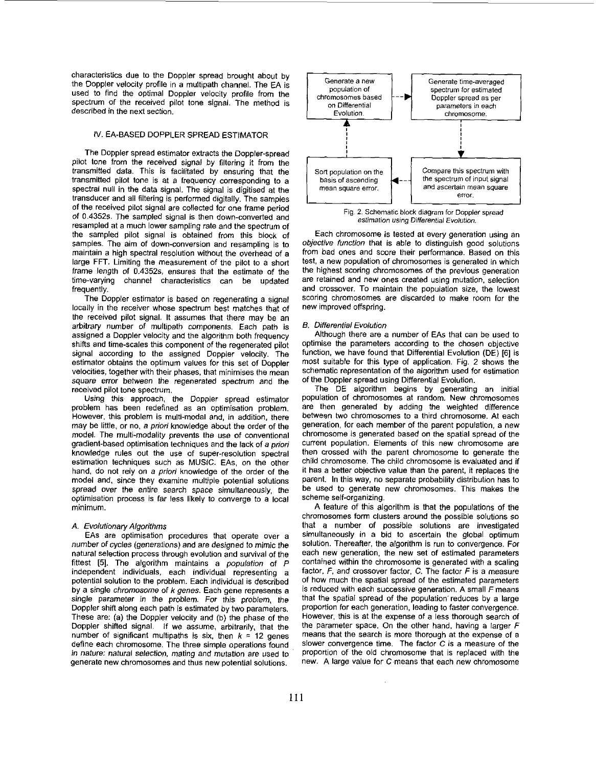characteristics due to the Doppler spread brought about by the Doppler velocity profile in a multipath channel. The EA is used to find the optimal Doppler velocity profile from the spectrum of the received pilot tone signal. The method is described in the next section.

## IV. EA-BASED DOPPLER SPREAD ESTIMATOR

The Doppler spread estimator extracts the Doppler-spread pilot tone from the received signal by filtering it from the transmitted data. This is facilitated by ensuring that the transmitted pilot tone is at a frequency corresponding to a spectral null in the data signal. The signal is digitised at the transducer and all filtering is performed digitally. The samples of the received pilot signal are collected for one frame period of 0.4352s. The sampled signal is then down-converted and resampled at a much lower sampling rate and the spectrum of the sampled pilot signal is obtained from this block of samples. The aim of down-conversion and resampling is to maintain a high spectral resolution without the overhead of a large FFT. Limiting the measurement of the pilot to a short frame length of 0.4352s, ensures that the estimate of the time-varying channel characteristics can be updated frequently.

The Doppler estimator is based on regenerating a signal locally in the receiver whose spectrum best matches that of the received pilot signal. It assumes that there may be an arbitrary number of multipath components. Each path is assigned a Doppler velocity and the algorithm both frequency shifts and time-scales this component of the regenerated pilot signal according to the assigned Doppler velocity. The estimator obtains the optimum values for this set of Doppler velocities, together with their phases, that minimises the *mean square error* between the regenerated spectrum and the received pilot tone spectrum.

Using this approach, the Doppler spread estimator problem has been redefined as an optimisation problem. However, this problem is multi-modal and, in addition, there may be little, or no, *a priori* knowledge about the order of the model. The multi-modality prevents the use of conventional gradient-based optimisation techniques and the lack of *a priori* knowledge rules out the use of super-resolution spectral estimation techniques such as MUSIC. EAs, on the other hand, do not rely on *a priori* knowledge of the order of the model and, since they examine multiple potential solutions spread over the entire search space simultaneously, the optimisation process is far less likely to converge to a local minimum.

### A. Evolutionary Algorithms

EAs are optimisation procedures that operate over a number of cycles (*generations*) and are designed to mimic the natural selection process through evolution and survival of the fittest [5]. The algorithm maintains a *population* of $P$ independent individuals, each individual representing a potential solution to the problem. Each individual is described by a single *chromosome* of $k$ *genes*. Each gene represents a single parameter in the problem. For this problem, the Doppler shift along each path is estimated by two parameters. These are: (a) the Doppler velocity and (b) the phase of the Doppler shifted signal. If we assume, arbitrarily, that the number of significant multipaths is six, then $k = 12$ genes define each chromosome. The three simple operations found in nature: *natural selection*, *mating* and *mutation* are used to generate new chromosomes and thus new potential solutions.

Generate a new population of chromosomes based on Differential Evolution. → Generate time-averaged spectrum for estimated Doppler spread as per parameters in each chromosome. → Compare this spectrum with the spectrum of input signal and ascertain mean square error. → Sort population on the basis of ascending mean square error. → (back to start)

Fig. 2. Schematic block diagram for Doppler spread estimation using Differential Evolution.

Each chromosome is tested at every generation using an *objective function* that is able to distinguish good solutions from bad ones and score their performance. Based on this test, a new population of chromosomes is generated in which the highest scoring chromosomes of the previous generation are retained and new ones created using mutation, selection and crossover. To maintain the population size, the lowest scoring chromosomes are discarded to make room for the new improved offspring.

### B. Differential Evolution

Although there are a number of EAs that can be used to optimise the parameters according to the chosen objective function, we have found that Differential Evolution (DE) [6] is most suitable for this type of application. Fig. 2 shows the schematic representation of the algorithm used for estimation of the Doppler spread using Differential Evolution.

The DE algorithm begins by generating an initial population of chromosomes at random. New chromosomes are then generated by adding the weighted difference between two chromosomes to a third chromosome. At each generation, for each member of the parent population, a new chromosome is generated based on the spatial spread of the current population. Elements of this new chromosome are then crossed with the parent chromosome to generate the child chromosome. The child chromosome is evaluated and if it has a better objective value than the parent, it replaces the parent. In this way, no separate probability distribution has to be used to generate new chromosomes. This makes the scheme self-organizing.

A feature of this algorithm is that the populations of the chromosomes form clusters around the possible solutions so that a number of possible solutions are investigated simultaneously in a bid to ascertain the global optimum solution. Thereafter, the algorithm is run to convergence. For each new generation, the new set of estimated parameters contained within the chromosome is generated with a scaling factor, $F$, and crossover factor, $C$. The factor $F$ is a measure of how much the spatial spread of the estimated parameters is reduced with each successive generation. A small $F$ means that the spatial spread of the population reduces by a large proportion for each generation, leading to faster convergence. However, this is at the expense of a less thorough search of the parameter space. On the other hand, having a larger $F$ means that the search is more thorough at the expense of a slower convergence time. The factor $C$ is a measure of the proportion of the old chromosome that is replaced with the new. A large value for $C$ means that each new chromosome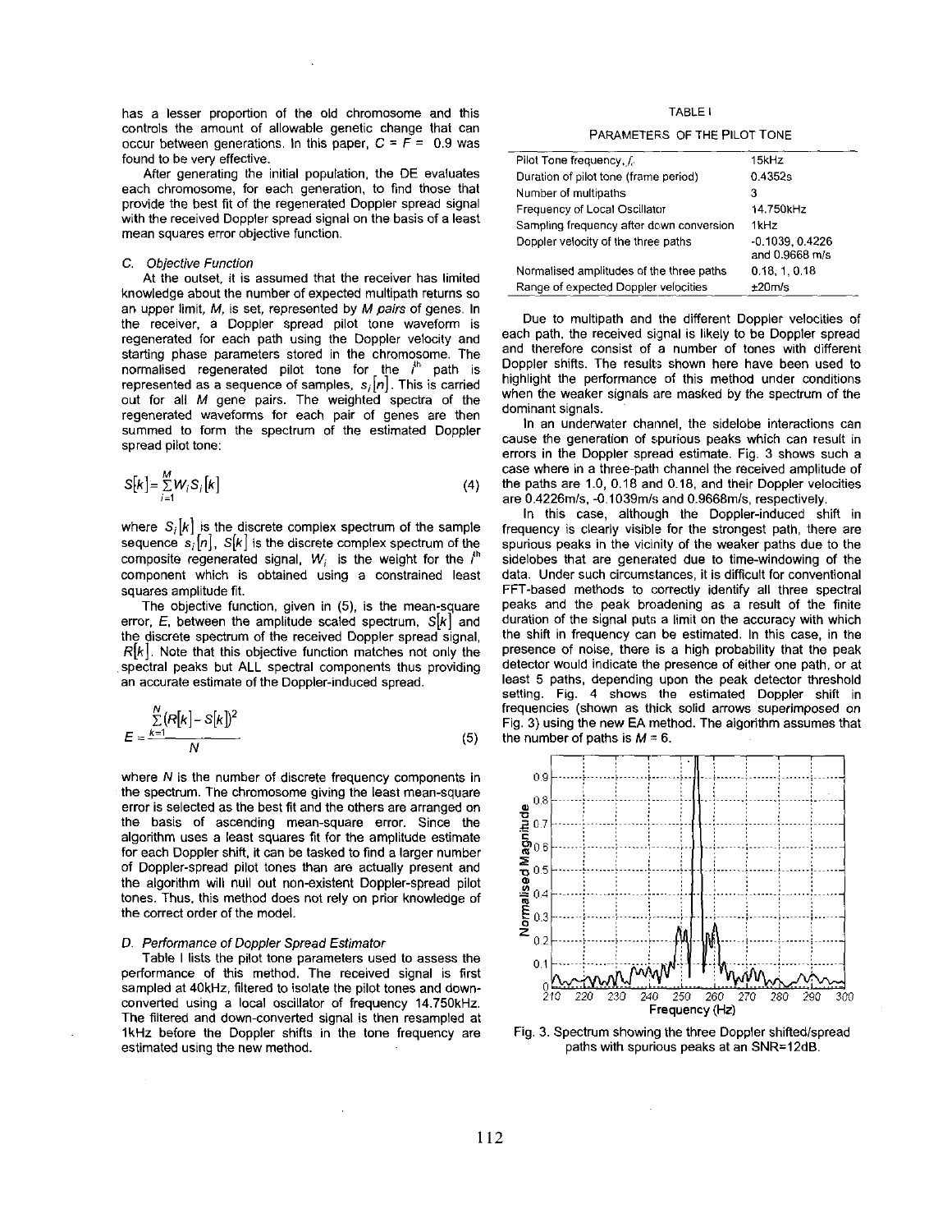has a lesser proportion of the old chromosome and this controls the amount of allowable genetic change that can occur between generations. In this paper, $C = F = 0.9$ was found to be very effective.

After generating the initial population, the DE evaluates each chromosome, for each generation, to find those that provide the best fit of the regenerated Doppler spread signal with the received Doppler spread signal on the basis of a least mean squares error objective function.

### C. Objective Function

At the outset, it is assumed that the receiver has limited knowledge about the number of expected multipath returns so an upper limit, $M$, is set, represented by $M$ *pairs* of genes. In the receiver, a Doppler spread pilot tone waveform is regenerated for each path using the Doppler velocity and starting phase parameters stored in the chromosome. The normalised regenerated pilot tone for the $i^{th}$ path is represented as a sequence of samples, $s_i[n]$. This is carried out for all $M$ gene pairs. The weighted spectra of the regenerated waveforms for each pair of genes are then summed to form the spectrum of the estimated Doppler spread pilot tone:

$$S[k] = \sum_{i=1}^{M} W_i S_i[k] \tag{4}$$

where $S_i[k]$ is the discrete complex spectrum of the sample sequence $s_i[n]$, $S[k]$ is the discrete complex spectrum of the composite regenerated signal, $W_i$ is the weight for the $i^{th}$ component which is obtained using a constrained least squares amplitude fit.

The objective function, given in (5), is the mean-square error, $E$, between the amplitude scaled spectrum, $S[k]$ and the discrete spectrum of the received Doppler spread signal, $R[k]$. Note that this objective function matches not only the spectral peaks but ALL spectral components thus providing an accurate estimate of the Doppler-induced spread.

$$E = \frac{\sum_{k=1}^{N} (R[k] - S[k])^2}{N} \tag{5}$$

where $N$ is the number of discrete frequency components in the spectrum. The chromosome giving the least mean-square error is selected as the best fit and the others are arranged on the basis of ascending mean-square error. Since the algorithm uses a least squares fit for the amplitude estimate for each Doppler shift, it can be tasked to find a larger number of Doppler-spread pilot tones than are actually present and the algorithm will null out non-existent Doppler-spread pilot tones. Thus, this method does not rely on prior knowledge of the correct order of the model.

### D. Performance of Doppler Spread Estimator

Table I lists the pilot tone parameters used to assess the performance of this method. The received signal is first sampled at 40kHz, filtered to isolate the pilot tones and down-converted using a local oscillator of frequency 14.750kHz. The filtered and down-converted signal is then resampled at 1kHz before the Doppler shifts in the tone frequency are estimated using the new method.

TABLE I

PARAMETERS OF THE PILOT TONE

| | |
|---|---|
| Pilot Tone frequency, $f_c$ | 15kHz |
| Duration of pilot tone (frame period) | 0.4352s |
| Number of multipaths | 3 |
| Frequency of Local Oscillator | 14.750kHz |
| Sampling frequency after down conversion | 1kHz |
| Doppler velocity of the three paths | -0.1039, 0.4226 and 0.9668 m/s |
| Normalised amplitudes of the three paths | 0.18, 1, 0.18 |
| Range of expected Doppler velocities | ±20m/s |

Due to multipath and the different Doppler velocities of each path, the received signal is likely to be Doppler spread and therefore consist of a number of tones with different Doppler shifts. The results shown here have been used to highlight the performance of this method under conditions when the weaker signals are masked by the spectrum of the dominant signals.

In an underwater channel, the sidelobe interactions can cause the generation of spurious peaks which can result in errors in the Doppler spread estimate. Fig. 3 shows such a case where in a three-path channel the received amplitude of the paths are 1.0, 0.18 and 0.18, and their Doppler velocities are 0.4226m/s, -0.1039m/s and 0.9668m/s, respectively.

In this case, although the Doppler-induced shift in frequency is clearly visible for the strongest path, there are spurious peaks in the vicinity of the weaker paths due to the sidelobes that are generated due to time-windowing of the data. Under such circumstances, it is difficult for conventional FFT-based methods to correctly identify all three spectral peaks and the peak broadening as a result of the finite duration of the signal puts a limit on the accuracy with which the shift in frequency can be estimated. In this case, in the presence of noise, there is a high probability that the peak detector would indicate the presence of either one path, or at least 5 paths, depending upon the peak detector threshold setting. Fig. 4 shows the estimated Doppler shift in frequencies (shown as thick solid arrows superimposed on Fig. 3) using the new EA method. The algorithm assumes that the number of paths is $M = 6$.

Fig. 3. Spectrum showing the three Doppler shifted/spread paths with spurious peaks at an SNR=12dB.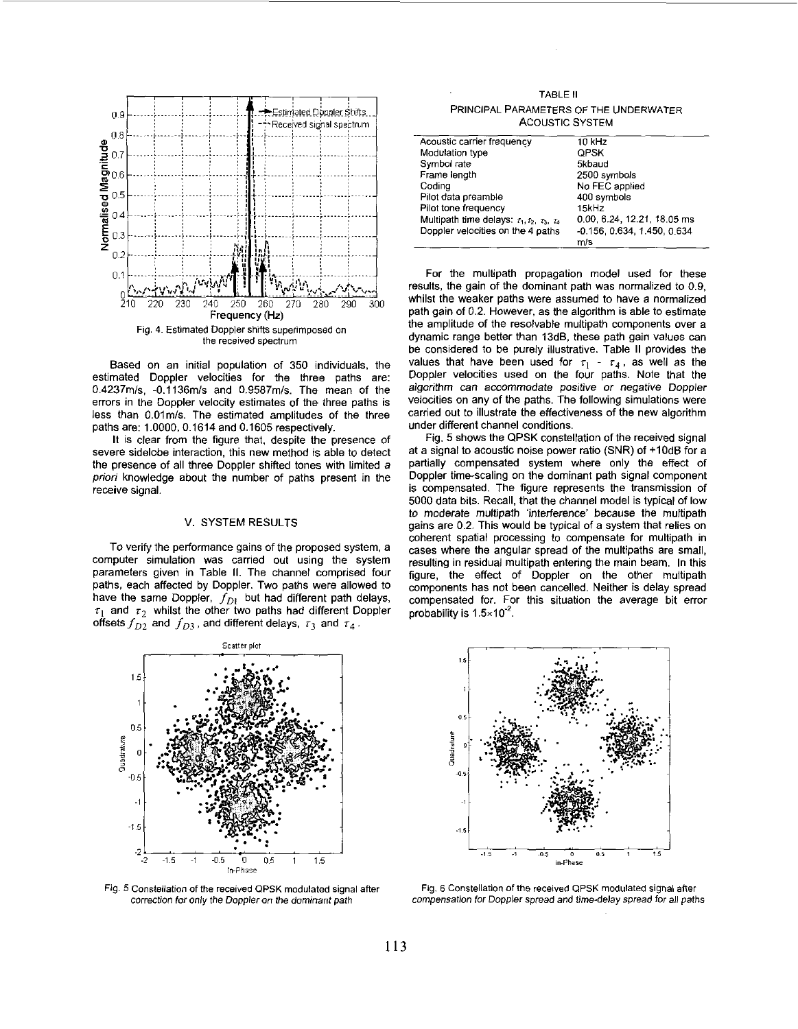Fig. 4. Estimated Doppler shifts superimposed on the received spectrum

Based on an initial population of 350 individuals, the estimated Doppler velocities for the three paths are: 0.4237m/s, -0.1136m/s and 0.9587m/s. The mean of the errors in the Doppler velocity estimates of the three paths is less than 0.01m/s. The estimated amplitudes of the three paths are: 1.0000, 0.1614 and 0.1605 respectively.

It is clear from the figure that, despite the presence of severe sidelobe interaction, this new method is able to detect the presence of all three Doppler shifted tones with limited *a priori* knowledge about the number of paths present in the receive signal.

## V. SYSTEM RESULTS

To verify the performance gains of the proposed system, a computer simulation was carried out using the system parameters given in Table II. The channel comprised four paths, each affected by Doppler. Two paths were allowed to have the same Doppler, $f_{D1}$ but had different path delays, $\tau_1$ and $\tau_2$ whilst the other two paths had different Doppler offsets $f_{D2}$ and $f_{D3}$, and different delays, $\tau_3$ and $\tau_4$.

TABLE II
PRINCIPAL PARAMETERS OF THE UNDERWATER ACOUSTIC SYSTEM

| Parameter | Value |
|---|---|
| Acoustic carrier frequency | 10 kHz |
| Modulation type | QPSK |
| Symbol rate | 5kbaud |
| Frame length | 2500 symbols |
| Coding | No FEC applied |
| Pilot data preamble | 400 symbols |
| Pilot tone frequency | 15kHz |
| Multipath time delays: $\tau_1, \tau_2, \tau_3, \tau_4$ | 0.00, 6.24, 12.21, 18.05 ms |
| Doppler velocities on the 4 paths | -0.156, 0.634, 1.450, 0.634 m/s |

For the multipath propagation model used for these results, the gain of the dominant path was normalized to 0.9, whilst the weaker paths were assumed to have a normalized path gain of 0.2. However, as the algorithm is able to estimate the amplitude of the resolvable multipath components over a dynamic range better than 13dB, these path gain values can be considered to be purely illustrative. Table II provides the values that have been used for $\tau_1$ - $\tau_4$, as well as the Doppler velocities used on the four paths. Note that the *algorithm can accommodate positive or negative Doppler* velocities on any of the paths. The following simulations were carried out to illustrate the effectiveness of the new algorithm under different channel conditions.

Fig. 5 shows the QPSK constellation of the received signal at a signal to acoustic noise power ratio (SNR) of +10dB for a partially compensated system where only the effect of Doppler time-scaling on the dominant path signal component is compensated. The figure represents the transmission of 5000 data bits. Recall, that the channel model is typical of low to moderate multipath 'interference' because the multipath gains are 0.2. This would be typical of a system that relies on coherent spatial processing to compensate for multipath in cases where the angular spread of the multipaths are small, resulting in residual multipath entering the main beam. In this figure, the effect of Doppler on the other multipath components has not been cancelled. Neither is delay spread compensated for. For this situation the average bit error probability is $1.5\times10^{-2}$.

*Fig. 5 Constellation of the received QPSK modulated signal after correction for only the Doppler on the dominant path*

*Fig. 6 Constellation of the received QPSK modulated signal after compensation for Doppler spread and time-delay spread for all paths*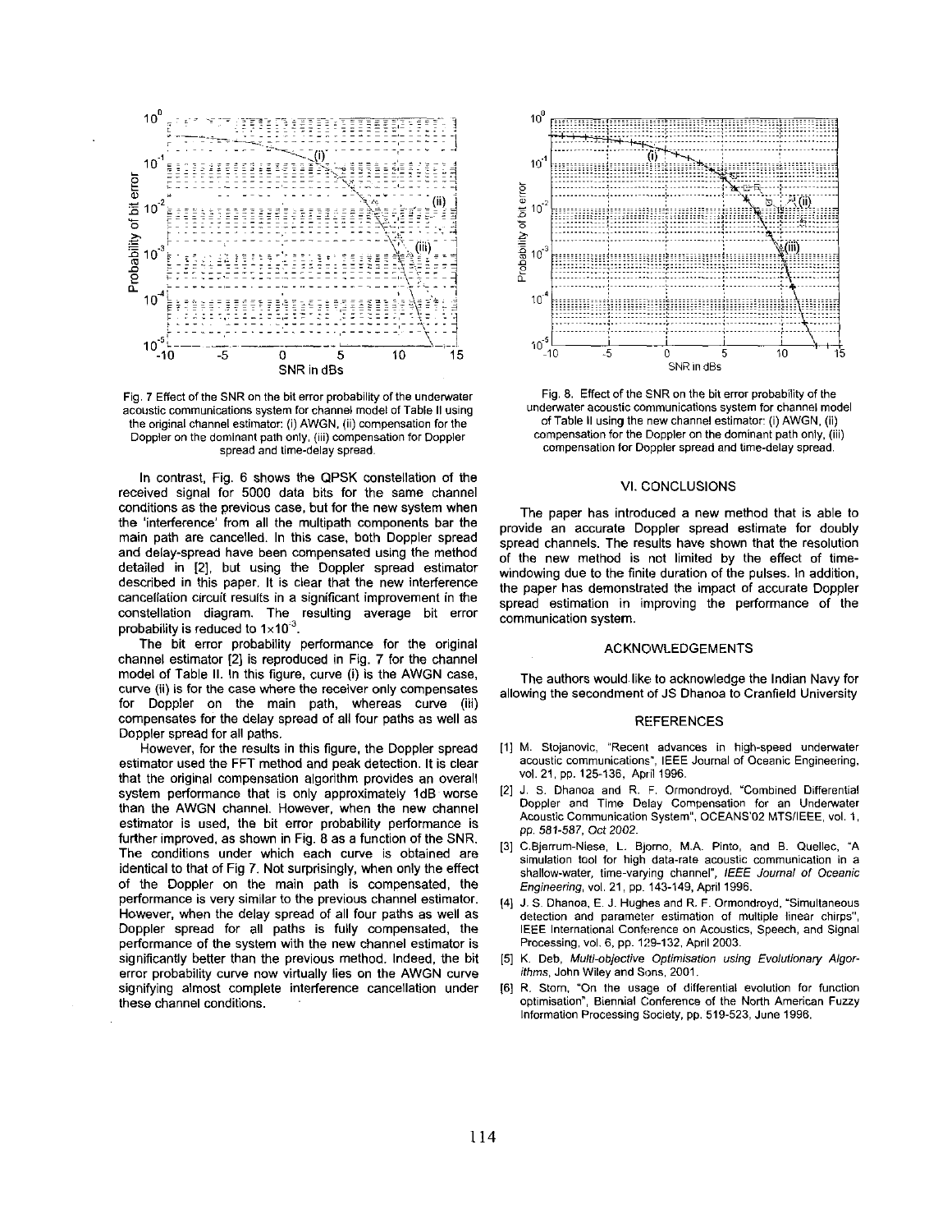$10^0$
$10^{-1}$
$10^{-2}$
$10^{-3}$
$10^{-4}$
$10^{-5}$
-10 -5 0 5 10 15
SNR in dBs
Probability of bit error
(i)
(ii)
(iii)

Fig. 7 Effect of the SNR on the bit error probability of the underwater acoustic communications system for channel model of Table II using the original channel estimator: (i) AWGN, (ii) compensation for the Doppler on the dominant path only, (iii) compensation for Doppler spread and time-delay spread.

$10^0$
$10^{-1}$
$10^{-2}$
$10^{-3}$
$10^{-4}$
$10^{-5}$
-10 -5 0 5 10 15
SNR in dBs
Probability of bit error
(i)
(ii)
(iii)

Fig. 8. Effect of the SNR on the bit error probability of the underwater acoustic communications system for channel model of Table II using the new channel estimator: (i) AWGN, (ii) compensation for the Doppler on the dominant path only, (iii) compensation for Doppler spread and time-delay spread.

In contrast, Fig. 6 shows the QPSK constellation of the received signal for 5000 data bits for the same channel conditions as the previous case, but for the new system when the 'interference' from all the multipath components bar the main path are cancelled. In this case, both Doppler spread and delay-spread have been compensated using the method detailed in [2], but using the Doppler spread estimator described in this paper. It is clear that the new interference cancellation circuit results in a significant improvement in the constellation diagram. The resulting average bit error probability is reduced to $1 \times 10^{-3}$.

The bit error probability performance for the original channel estimator [2] is reproduced in Fig. 7 for the channel model of Table II. In this figure, curve (i) is the AWGN case, curve (ii) is for the case where the receiver only compensates for Doppler on the main path, whereas curve (iii) compensates for the delay spread of all four paths as well as Doppler spread for all paths.

However, for the results in this figure, the Doppler spread estimator used the FFT method and peak detection. It is clear that the original compensation algorithm provides an overall system performance that is only approximately 1dB worse than the AWGN channel. However, when the new channel estimator is used, the bit error probability performance is further improved, as shown in Fig. 8 as a function of the SNR. The conditions under which each curve is obtained are identical to that of Fig 7. Not surprisingly, when only the effect of the Doppler on the main path is compensated, the performance is very similar to the previous channel estimator. However, when the delay spread of all four paths as well as Doppler spread for all paths is fully compensated, the performance of the system with the new channel estimator is significantly better than the previous method. Indeed, the bit error probability curve now virtually lies on the AWGN curve signifying almost complete interference cancellation under these channel conditions.

## VI. CONCLUSIONS

The paper has introduced a new method that is able to provide an accurate Doppler spread estimate for doubly spread channels. The results have shown that the resolution of the new method is not limited by the effect of time-windowing due to the finite duration of the pulses. In addition, the paper has demonstrated the impact of accurate Doppler spread estimation in improving the performance of the communication system.

## ACKNOWLEDGEMENTS

The authors would like to acknowledge the Indian Navy for allowing the secondment of JS Dhanoa to Cranfield University

## REFERENCES

[1] M. Stojanovic, "Recent advances in high-speed underwater acoustic communications", IEEE Journal of Oceanic Engineering, vol. 21, pp. 125-136, April 1996.

[2] J. S. Dhanoa and R. F. Ormondroyd, "Combined Differential Doppler and Time Delay Compensation for an Underwater Acoustic Communication System", OCEANS'02 MTS/IEEE, vol. 1, *pp. 581-587, Oct 2002.*

[3] C.Bjerrum-Niese, L. Bjorno, M.A. Pinto, and B. Quellec, "A simulation tool for high data-rate acoustic communication in a shallow-water, time-varying channel", *IEEE Journal of Oceanic Engineering*, vol. 21, pp. 143-149, April 1996.

[4] J. S. Dhanoa, E. J. Hughes and R. F. Ormondroyd, "Simultaneous detection and parameter estimation of multiple linear chirps", IEEE International Conference on Acoustics, Speech, and Signal Processing, vol. 6, pp. 129-132, April 2003.

[5] K. Deb, *Multi-objective Optimisation using Evolutionary Algorithms*, John Wiley and Sons, 2001.

[6] R. Storn, "On the usage of differential evolution for function optimisation", Biennial Conference of the North American Fuzzy Information Processing Society, pp. 519-523, June 1996.